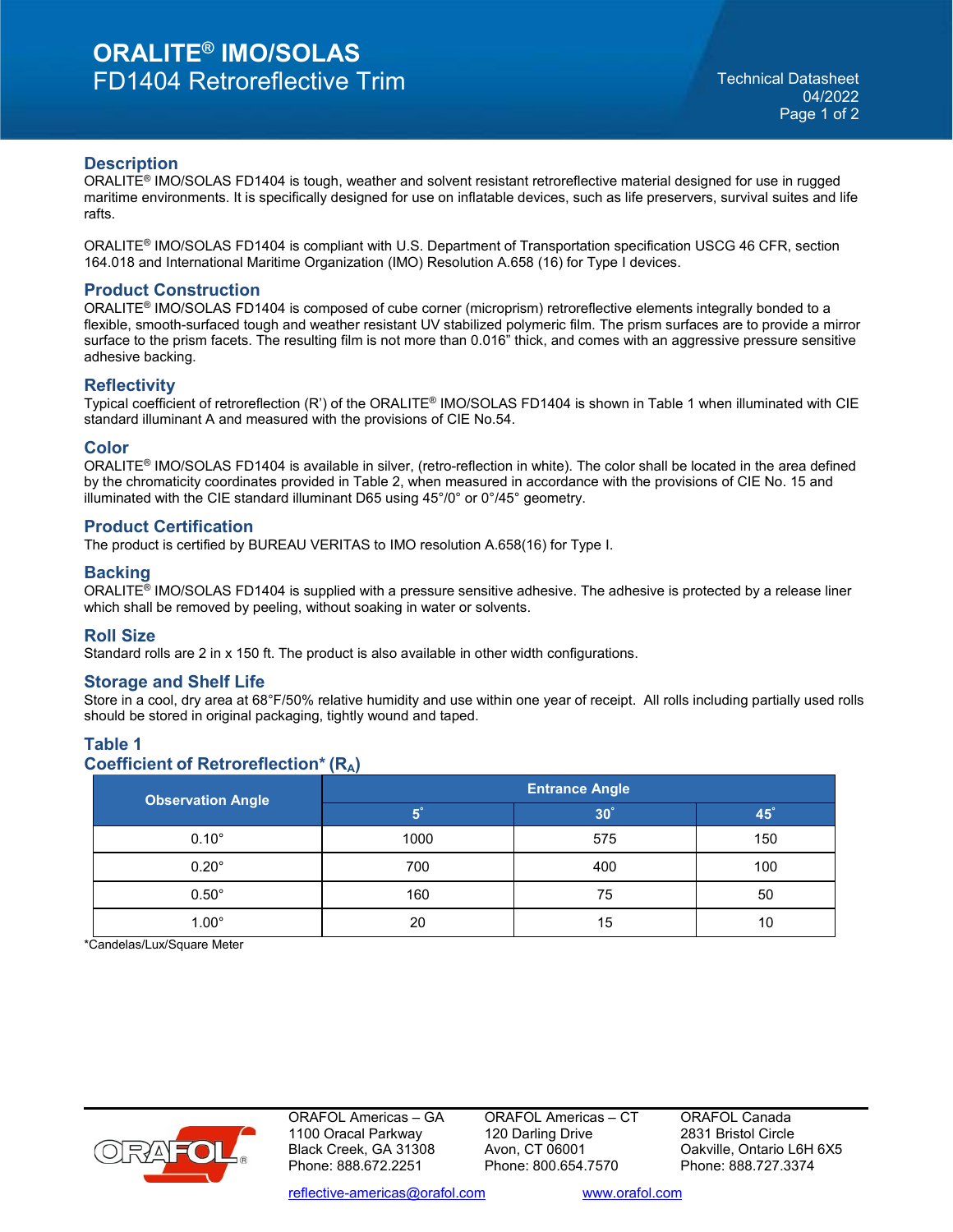# ORALITE® IMO/SOLAS FD1404 Retroreflective Trim

Technical Datasheet
04/2022

## Description

ORALITE® IMO/SOLAS FD1404 is tough, weather and solvent resistant retroreflective material designed for use in rugged maritime environments. It is specifically designed for use on inflatable devices, such as life preservers, survival suites and life rafts.

ORALITE® IMO/SOLAS FD1404 is compliant with U.S. Department of Transportation specification USCG 46 CFR, section 164.018 and International Maritime Organization (IMO) Resolution A.658 (16) for Type I devices.

## Product Construction

ORALITE® IMO/SOLAS FD1404 is composed of cube corner (microprism) retroreflective elements integrally bonded to a flexible, smooth-surfaced tough and weather resistant UV stabilized polymeric film. The prism surfaces are to provide a mirror surface to the prism facets. The resulting film is not more than 0.016" thick, and comes with an aggressive pressure sensitive adhesive backing.

## Reflectivity

Typical coefficient of retroreflection (R') of the ORALITE® IMO/SOLAS FD1404 is shown in Table 1 when illuminated with CIE standard illuminant A and measured with the provisions of CIE No.54.

## Color

ORALITE® IMO/SOLAS FD1404 is available in silver, (retro-reflection in white). The color shall be located in the area defined by the chromaticity coordinates provided in Table 2, when measured in accordance with the provisions of CIE No. 15 and illuminated with the CIE standard illuminant D65 using 45°/0° or 0°/45° geometry.

## Product Certification

The product is certified by BUREAU VERITAS to IMO resolution A.658(16) for Type I.

## Backing

ORALITE® IMO/SOLAS FD1404 is supplied with a pressure sensitive adhesive. The adhesive is protected by a release liner which shall be removed by peeling, without soaking in water or solvents.

## Roll Size

Standard rolls are 2 in x 150 ft. The product is also available in other width configurations.

## Storage and Shelf Life

Store in a cool, dry area at 68°F/50% relative humidity and use within one year of receipt. All rolls including partially used rolls should be stored in original packaging, tightly wound and taped.

## Table 1

### Coefficient of Retroreflection* ($R_A$)

| Observation Angle | Entrance Angle | | |
|---|---|---|---|
| | 5° | 30° | 45° |
| 0.10° | 1000 | 575 | 150 |
| 0.20° | 700 | 400 | 100 |
| 0.50° | 160 | 75 | 50 |
| 1.00° | 20 | 15 | 10 |

*Candelas/Lux/Square Meter

ORAFOL Americas – GA
1100 Oracal Parkway
Black Creek, GA 31308
Phone: 888.672.2251

ORAFOL Americas – CT
120 Darling Drive
Avon, CT 06001
Phone: 800.654.7570

ORAFOL Canada
2831 Bristol Circle
Oakville, Ontario L6H 6X5
Phone: 888.727.3374

reflective-americas@orafol.com www.orafol.com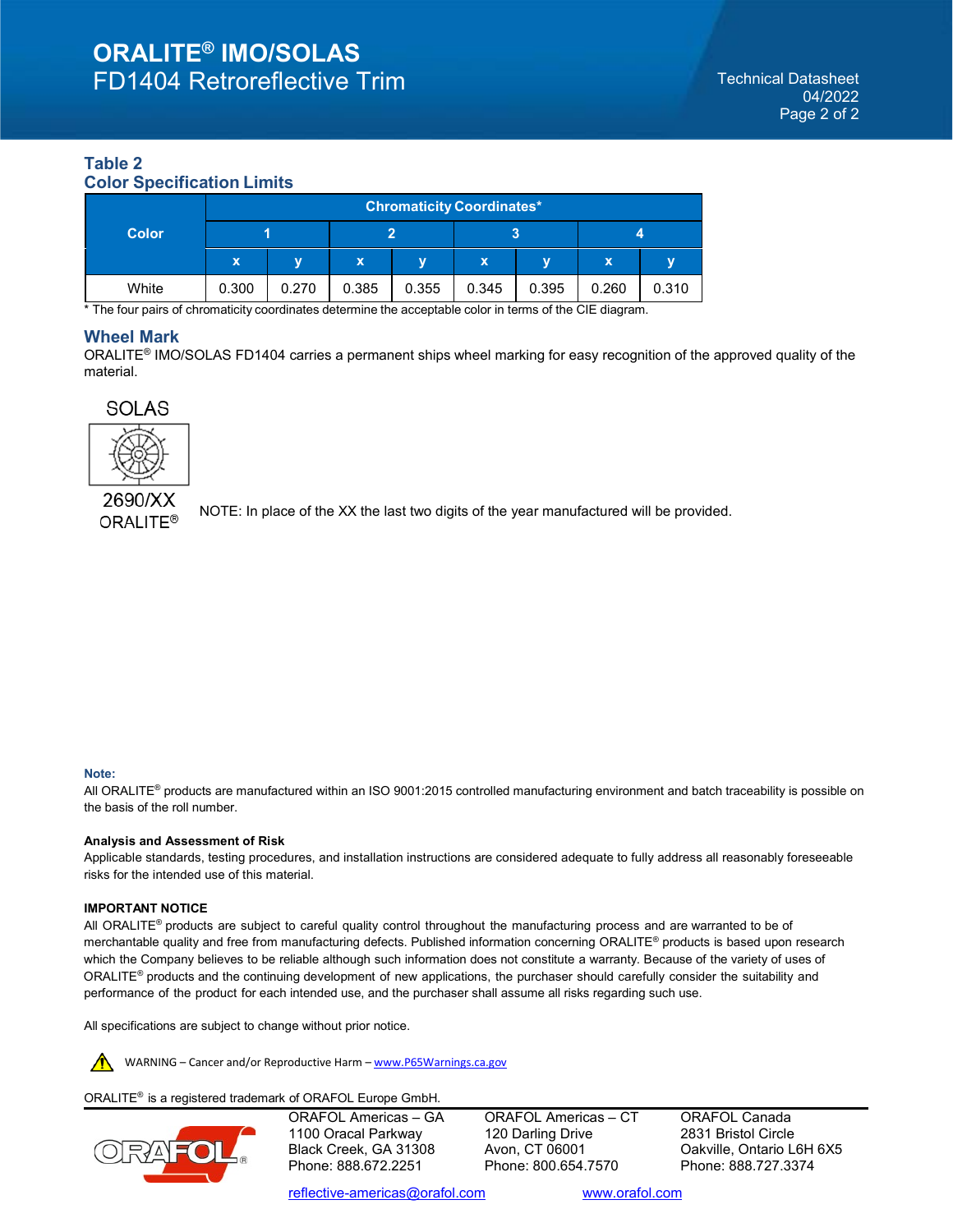## Table 2
## Color Specification Limits

| Color | Chromaticity Coordinates* | | | | | | | |
|---|---|---|---|---|---|---|---|---|
| | 1 | | 2 | | 3 | | 4 | |
| | x | y | x | y | x | y | x | y |
| White | 0.300 | 0.270 | 0.385 | 0.355 | 0.345 | 0.395 | 0.260 | 0.310 |

\* The four pairs of chromaticity coordinates determine the acceptable color in terms of the CIE diagram.

## Wheel Mark

ORALITE® IMO/SOLAS FD1404 carries a permanent ships wheel marking for easy recognition of the approved quality of the material.

SOLAS

2690/XX
ORALITE®

NOTE: In place of the XX the last two digits of the year manufactured will be provided.

**Note:**

All ORALITE® products are manufactured within an ISO 9001:2015 controlled manufacturing environment and batch traceability is possible on the basis of the roll number.

**Analysis and Assessment of Risk**

Applicable standards, testing procedures, and installation instructions are considered adequate to fully address all reasonably foreseeable risks for the intended use of this material.

**IMPORTANT NOTICE**

All ORALITE® products are subject to careful quality control throughout the manufacturing process and are warranted to be of merchantable quality and free from manufacturing defects. Published information concerning ORALITE® products is based upon research which the Company believes to be reliable although such information does not constitute a warranty. Because of the variety of uses of ORALITE® products and the continuing development of new applications, the purchaser should carefully consider the suitability and performance of the product for each intended use, and the purchaser shall assume all risks regarding such use.

All specifications are subject to change without prior notice.

WARNING – Cancer and/or Reproductive Harm – www.P65Warnings.ca.gov

ORALITE® is a registered trademark of ORAFOL Europe GmbH.

ORAFOL Americas – GA
1100 Oracal Parkway
Black Creek, GA 31308
Phone: 888.672.2251

ORAFOL Americas – CT
120 Darling Drive
Avon, CT 06001
Phone: 800.654.7570

ORAFOL Canada
2831 Bristol Circle
Oakville, Ontario L6H 6X5
Phone: 888.727.3374

reflective-americas@orafol.com    www.orafol.com